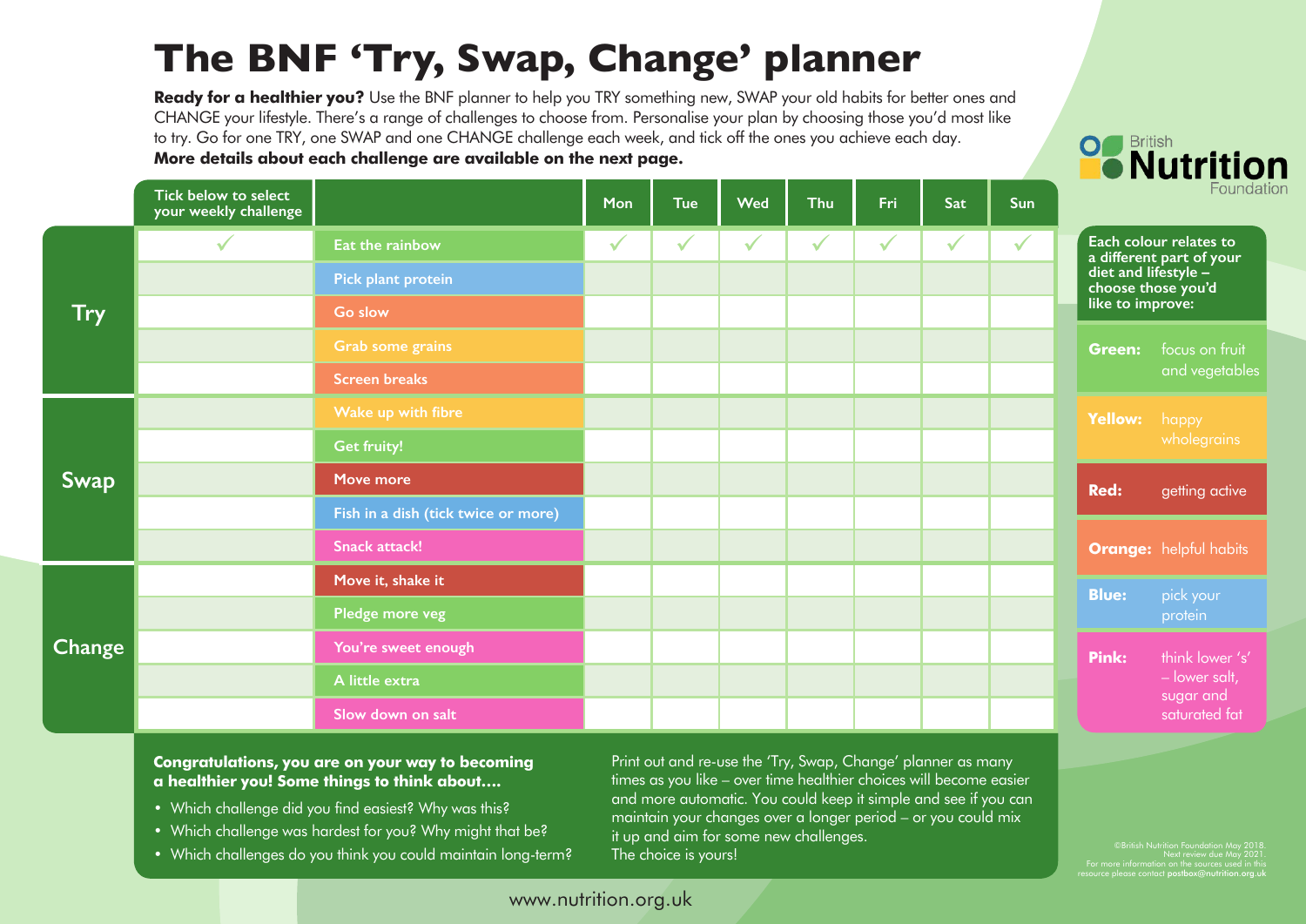# The BNF 'Try, Swap, Change' planner

**Ready for a healthier you?** Use the BNF planner to help you TRY something new, SWAP your old habits for better ones and CHANGE your lifestyle. There's a range of challenges to choose from. Personalise your plan by choosing those you'd most like to try. Go for one TRY, one SWAP and one CHANGE challenge each week, and tick off the ones you achieve each day.
**More details about each challenge are available on the next page.**

British Nutrition Foundation

| | Tick below to select your weekly challenge | | Mon | Tue | Wed | Thu | Fri | Sat | Sun |
|---|---|---|---|---|---|---|---|---|---|
| Try | ✓ | Eat the rainbow | ✓ | ✓ | ✓ | ✓ | ✓ | ✓ | ✓ |
| | | Pick plant protein | | | | | | | |
| | | Go slow | | | | | | | |
| | | Grab some grains | | | | | | | |
| | | Screen breaks | | | | | | | |
| Swap | | Wake up with fibre | | | | | | | |
| | | Get fruity! | | | | | | | |
| | | Move more | | | | | | | |
| | | Fish in a dish (tick twice or more) | | | | | | | |
| | | Snack attack! | | | | | | | |
| Change | | Move it, shake it | | | | | | | |
| | | Pledge more veg | | | | | | | |
| | | You're sweet enough | | | | | | | |
| | | A little extra | | | | | | | |
| | | Slow down on salt | | | | | | | |

**Each colour relates to a different part of your diet and lifestyle – choose those you'd like to improve:**

- **Green:** focus on fruit and vegetables
- **Yellow:** happy wholegrains
- **Red:** getting active
- **Orange:** helpful habits
- **Blue:** pick your protein
- **Pink:** think lower 's' – lower salt, sugar and saturated fat

**Congratulations, you are on your way to becoming a healthier you! Some things to think about….**

- Which challenge did you find easiest? Why was this?
- Which challenge was hardest for you? Why might that be?
- Which challenges do you think you could maintain long-term?

Print out and re-use the 'Try, Swap, Change' planner as many times as you like – over time healthier choices will become easier and more automatic. You could keep it simple and see if you can maintain your changes over a longer period – or you could mix it up and aim for some new challenges. The choice is yours!

©British Nutrition Foundation May 2018.
Next review due May 2021.
For more information on the sources used in this resource please contact **postbox@nutrition.org.uk**

www.nutrition.org.uk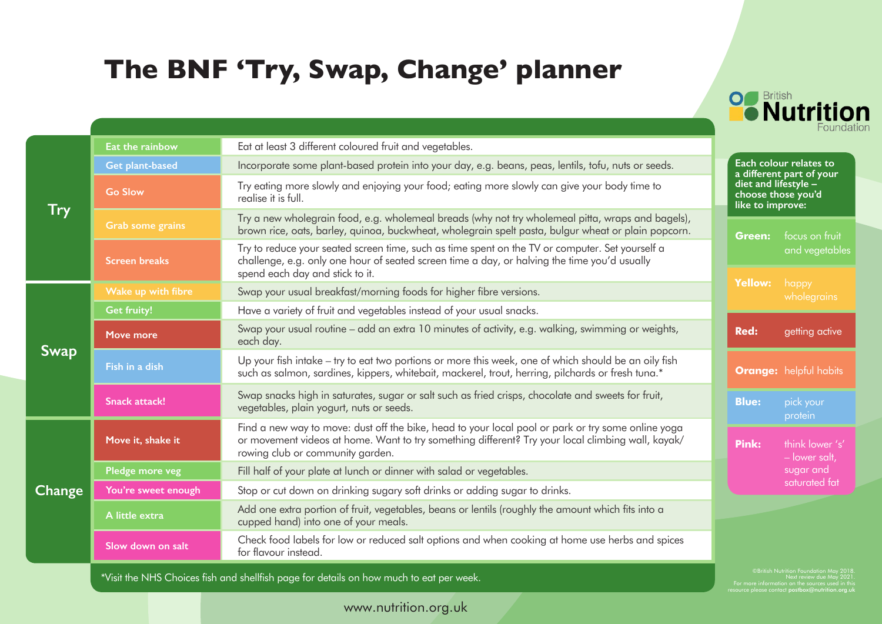# The BNF 'Try, Swap, Change' planner

British Nutrition Foundation

| | | |
|---|---|---|
| **Try** | Eat the rainbow | Eat at least 3 different coloured fruit and vegetables. |
| | Get plant-based | Incorporate some plant-based protein into your day, e.g. beans, peas, lentils, tofu, nuts or seeds. |
| | Go Slow | Try eating more slowly and enjoying your food; eating more slowly can give your body time to realise it is full. |
| | Grab some grains | Try a new wholegrain food, e.g. wholemeal breads (why not try wholemeal pitta, wraps and bagels), brown rice, oats, barley, quinoa, buckwheat, wholegrain spelt pasta, bulgur wheat or plain popcorn. |
| | Screen breaks | Try to reduce your seated screen time, such as time spent on the TV or computer. Set yourself a challenge, e.g. only one hour of seated screen time a day, or halving the time you'd usually spend each day and stick to it. |
| **Swap** | Wake up with fibre | Swap your usual breakfast/morning foods for higher fibre versions. |
| | Get fruity! | Have a variety of fruit and vegetables instead of your usual snacks. |
| | Move more | Swap your usual routine – add an extra 10 minutes of activity, e.g. walking, swimming or weights, each day. |
| | Fish in a dish | Up your fish intake – try to eat two portions or more this week, one of which should be an oily fish such as salmon, sardines, kippers, whitebait, mackerel, trout, herring, pilchards or fresh tuna.* |
| | Snack attack! | Swap snacks high in saturates, sugar or salt such as fried crisps, chocolate and sweets for fruit, vegetables, plain yogurt, nuts or seeds. |
| **Change** | Move it, shake it | Find a new way to move: dust off the bike, head to your local pool or park or try some online yoga or movement videos at home. Want to try something different? Try your local climbing wall, kayak/rowing club or community garden. |
| | Pledge more veg | Fill half of your plate at lunch or dinner with salad or vegetables. |
| | You're sweet enough | Stop or cut down on drinking sugary soft drinks or adding sugar to drinks. |
| | A little extra | Add one extra portion of fruit, vegetables, beans or lentils (roughly the amount which fits into a cupped hand) into one of your meals. |
| | Slow down on salt | Check food labels for low or reduced salt options and when cooking at home use herbs and spices for flavour instead. |

*Visit the NHS Choices fish and shellfish page for details on how much to eat per week.

**Each colour relates to a different part of your diet and lifestyle – choose those you'd like to improve:**

- **Green:** focus on fruit and vegetables
- **Yellow:** happy wholegrains
- **Red:** getting active
- **Orange:** helpful habits
- **Blue:** pick your protein
- **Pink:** think lower 's' – lower salt, sugar and saturated fat

©British Nutrition Foundation May 2018.
Next review due May 2021.
For more information on the sources used in this resource please contact postbox@nutrition.org.uk

www.nutrition.org.uk